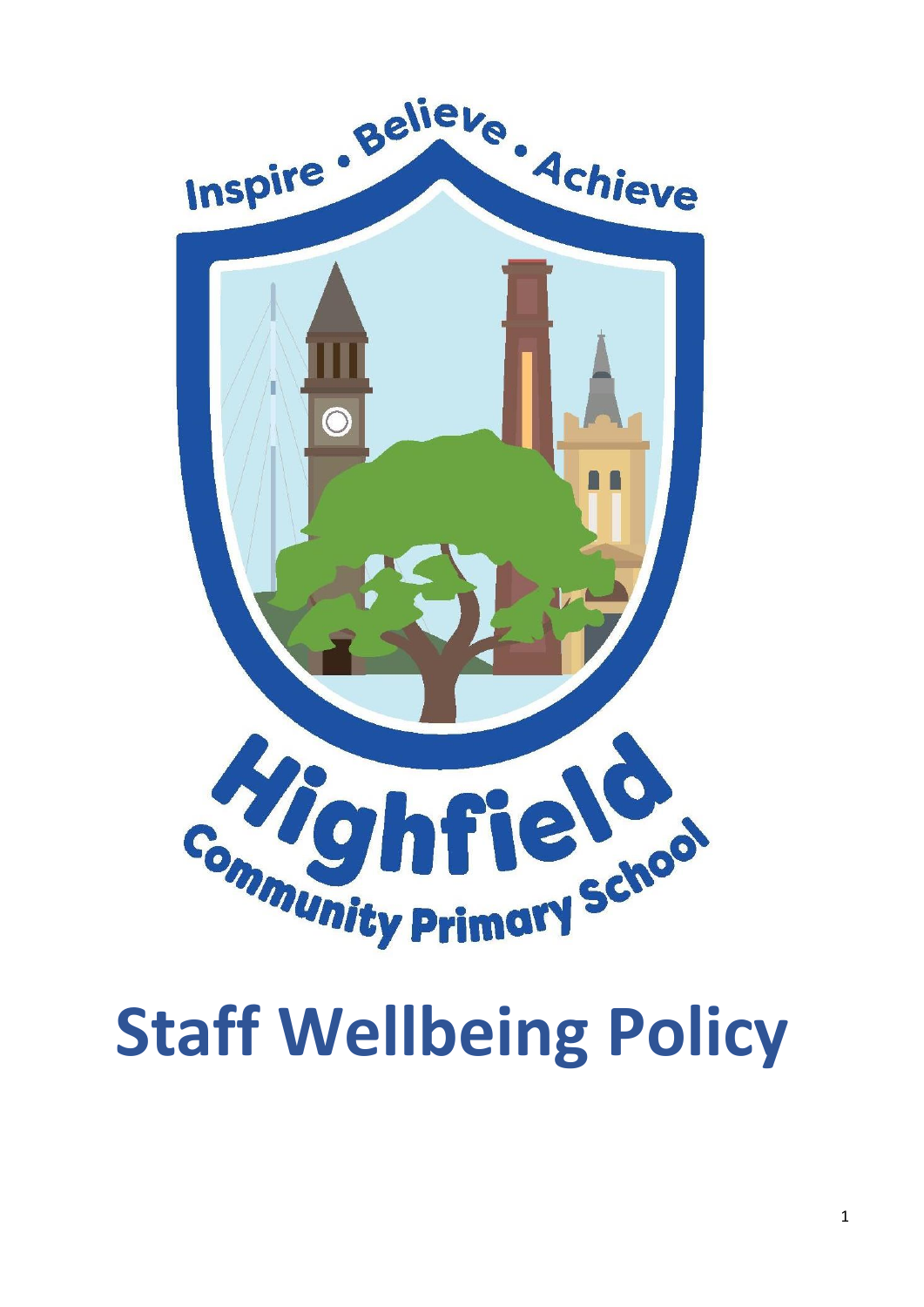Inspire • Believe • Achieve

Highfield Community Primary School

# Staff Wellbeing Policy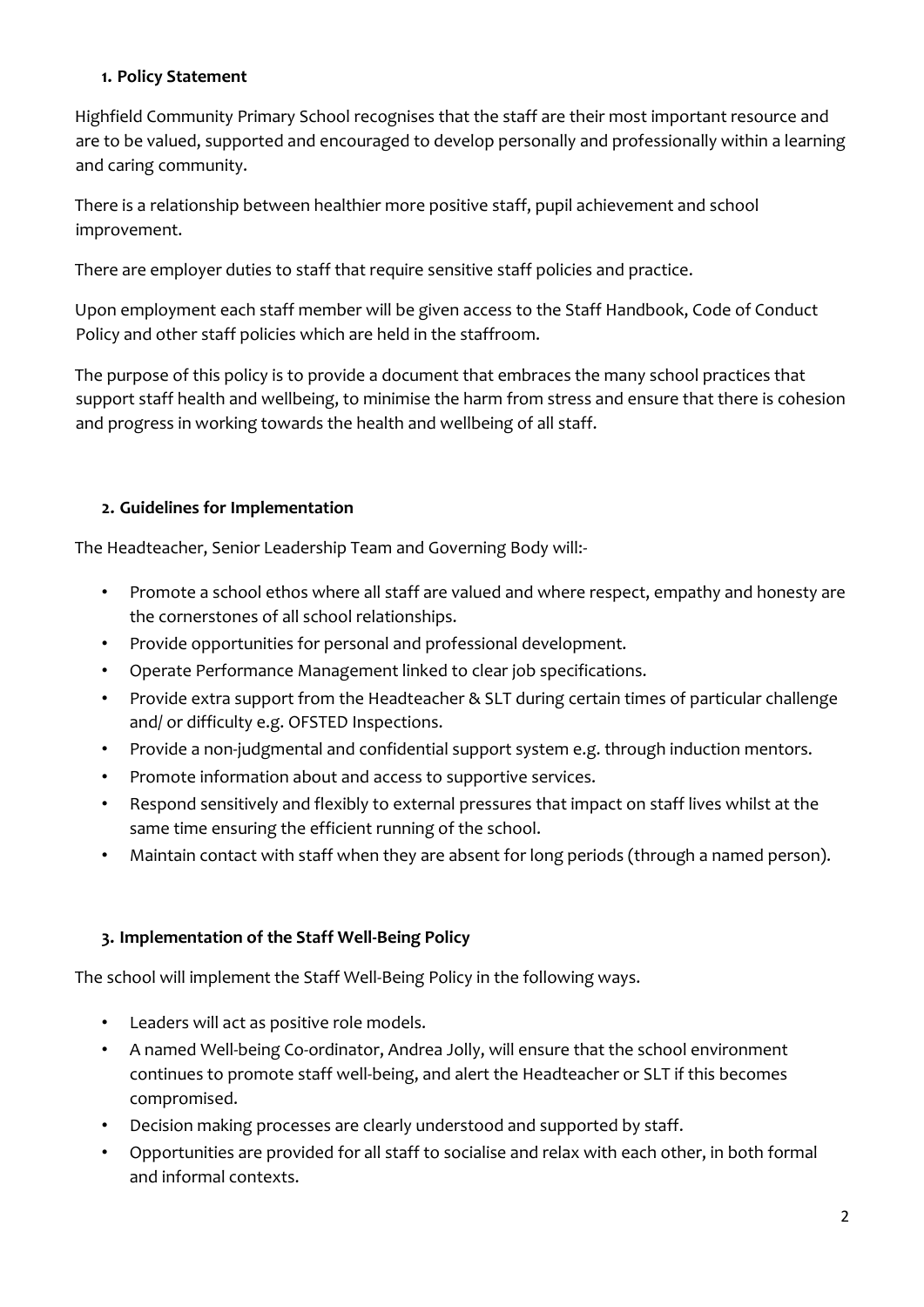## 1. Policy Statement

Highfield Community Primary School recognises that the staff are their most important resource and are to be valued, supported and encouraged to develop personally and professionally within a learning and caring community.

There is a relationship between healthier more positive staff, pupil achievement and school improvement.

There are employer duties to staff that require sensitive staff policies and practice.

Upon employment each staff member will be given access to the Staff Handbook, Code of Conduct Policy and other staff policies which are held in the staffroom.

The purpose of this policy is to provide a document that embraces the many school practices that support staff health and wellbeing, to minimise the harm from stress and ensure that there is cohesion and progress in working towards the health and wellbeing of all staff.

## 2. Guidelines for Implementation

The Headteacher, Senior Leadership Team and Governing Body will:-

- Promote a school ethos where all staff are valued and where respect, empathy and honesty are the cornerstones of all school relationships.
- Provide opportunities for personal and professional development.
- Operate Performance Management linked to clear job specifications.
- Provide extra support from the Headteacher & SLT during certain times of particular challenge and/ or difficulty e.g. OFSTED Inspections.
- Provide a non-judgmental and confidential support system e.g. through induction mentors.
- Promote information about and access to supportive services.
- Respond sensitively and flexibly to external pressures that impact on staff lives whilst at the same time ensuring the efficient running of the school.
- Maintain contact with staff when they are absent for long periods (through a named person).

## 3. Implementation of the Staff Well-Being Policy

The school will implement the Staff Well-Being Policy in the following ways.

- Leaders will act as positive role models.
- A named Well-being Co-ordinator, Andrea Jolly, will ensure that the school environment continues to promote staff well-being, and alert the Headteacher or SLT if this becomes compromised.
- Decision making processes are clearly understood and supported by staff.
- Opportunities are provided for all staff to socialise and relax with each other, in both formal and informal contexts.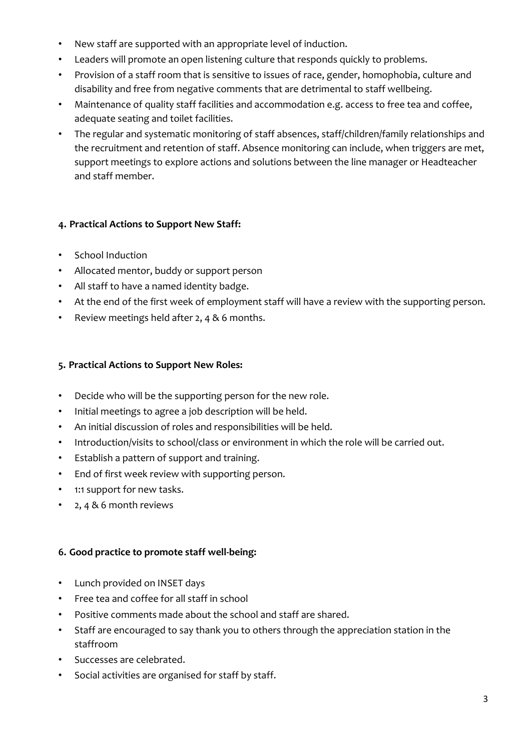- New staff are supported with an appropriate level of induction.
- Leaders will promote an open listening culture that responds quickly to problems.
- Provision of a staff room that is sensitive to issues of race, gender, homophobia, culture and disability and free from negative comments that are detrimental to staff wellbeing.
- Maintenance of quality staff facilities and accommodation e.g. access to free tea and coffee, adequate seating and toilet facilities.
- The regular and systematic monitoring of staff absences, staff/children/family relationships and the recruitment and retention of staff. Absence monitoring can include, when triggers are met, support meetings to explore actions and solutions between the line manager or Headteacher and staff member.

**4. Practical Actions to Support New Staff:**

- School Induction
- Allocated mentor, buddy or support person
- All staff to have a named identity badge.
- At the end of the first week of employment staff will have a review with the supporting person.
- Review meetings held after 2, 4 & 6 months.

**5. Practical Actions to Support New Roles:**

- Decide who will be the supporting person for the new role.
- Initial meetings to agree a job description will be held.
- An initial discussion of roles and responsibilities will be held.
- Introduction/visits to school/class or environment in which the role will be carried out.
- Establish a pattern of support and training.
- End of first week review with supporting person.
- 1:1 support for new tasks.
- 2, 4 & 6 month reviews

**6. Good practice to promote staff well-being:**

- Lunch provided on INSET days
- Free tea and coffee for all staff in school
- Positive comments made about the school and staff are shared.
- Staff are encouraged to say thank you to others through the appreciation station in the staffroom
- Successes are celebrated.
- Social activities are organised for staff by staff.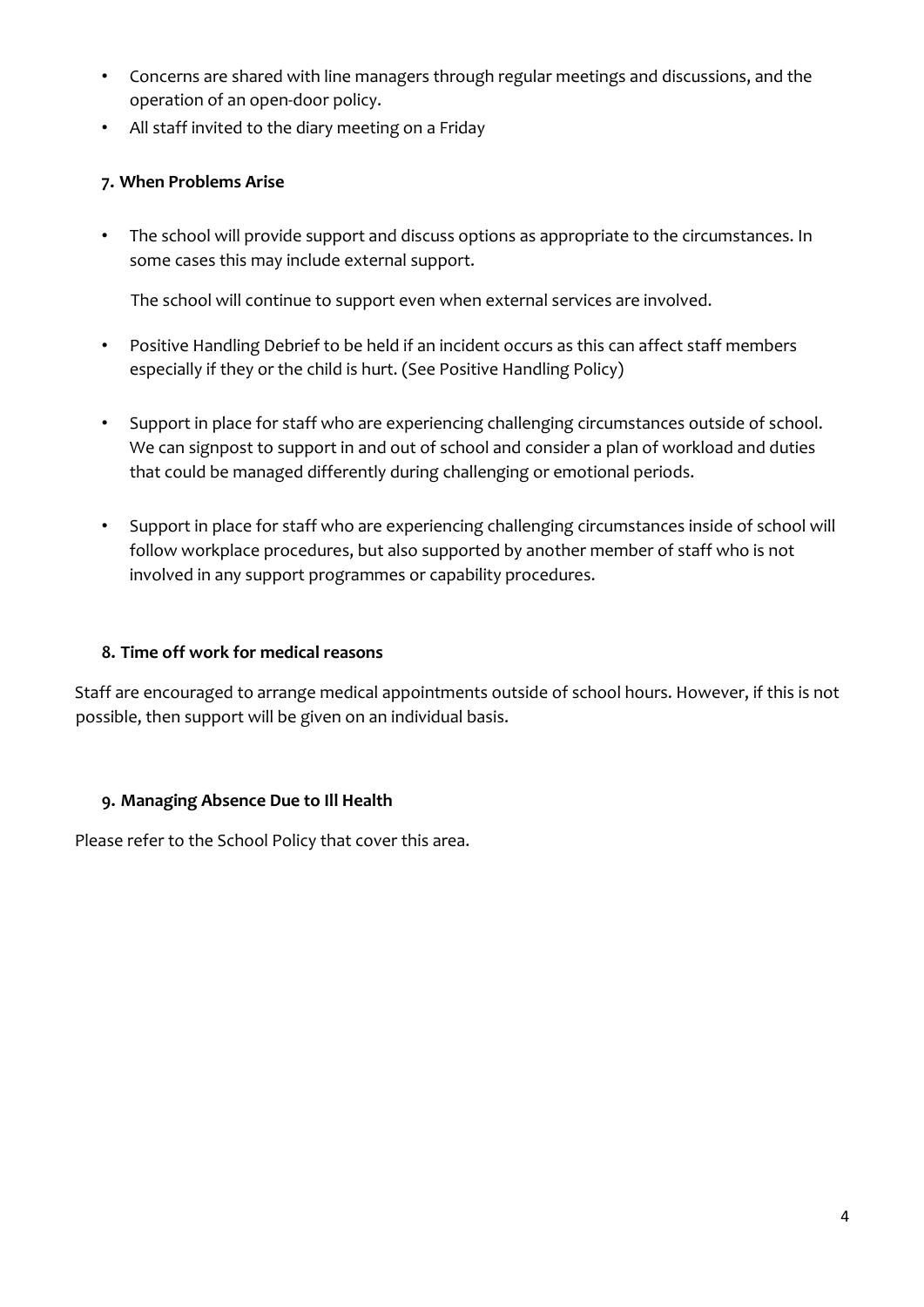- Concerns are shared with line managers through regular meetings and discussions, and the operation of an open-door policy.
- All staff invited to the diary meeting on a Friday

### 7. When Problems Arise

- The school will provide support and discuss options as appropriate to the circumstances. In some cases this may include external support.

  The school will continue to support even when external services are involved.

- Positive Handling Debrief to be held if an incident occurs as this can affect staff members especially if they or the child is hurt. (See Positive Handling Policy)

- Support in place for staff who are experiencing challenging circumstances outside of school. We can signpost to support in and out of school and consider a plan of workload and duties that could be managed differently during challenging or emotional periods.

- Support in place for staff who are experiencing challenging circumstances inside of school will follow workplace procedures, but also supported by another member of staff who is not involved in any support programmes or capability procedures.

### 8. Time off work for medical reasons

Staff are encouraged to arrange medical appointments outside of school hours. However, if this is not possible, then support will be given on an individual basis.

### 9. Managing Absence Due to Ill Health

Please refer to the School Policy that cover this area.